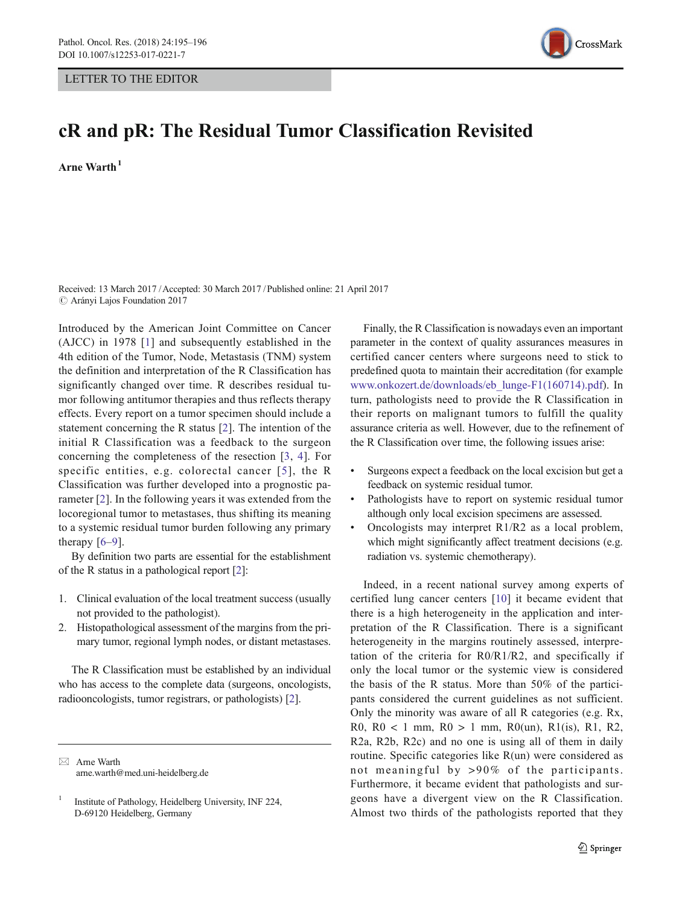LETTER TO THE EDITOR

# cR and pR: The Residual Tumor Classification Revisited

**Arne Warth**[1]

Received: 13 March 2017 / Accepted: 30 March 2017 / Published online: 21 April 2017
© Arányi Lajos Foundation 2017

Introduced by the American Joint Committee on Cancer (AJCC) in 1978 [1] and subsequently established in the 4th edition of the Tumor, Node, Metastasis (TNM) system the definition and interpretation of the R Classification has significantly changed over time. R describes residual tumor following antitumor therapies and thus reflects therapy effects. Every report on a tumor specimen should include a statement concerning the R status [2]. The intention of the initial R Classification was a feedback to the surgeon concerning the completeness of the resection [3, 4]. For specific entities, e.g. colorectal cancer [5], the R Classification was further developed into a prognostic parameter [2]. In the following years it was extended from the locoregional tumor to metastases, thus shifting its meaning to a systemic residual tumor burden following any primary therapy [6–9].

By definition two parts are essential for the establishment of the R status in a pathological report [2]:

1. Clinical evaluation of the local treatment success (usually not provided to the pathologist).
2. Histopathological assessment of the margins from the primary tumor, regional lymph nodes, or distant metastases.

The R Classification must be established by an individual who has access to the complete data (surgeons, oncologists, radiooncologists, tumor registrars, or pathologists) [2].

Finally, the R Classification is nowadays even an important parameter in the context of quality assurances measures in certified cancer centers where surgeons need to stick to predefined quota to maintain their accreditation (for example www.onkozert.de/downloads/eb_lunge-F1(160714).pdf). In turn, pathologists need to provide the R Classification in their reports on malignant tumors to fulfill the quality assurance criteria as well. However, due to the refinement of the R Classification over time, the following issues arise:

- Surgeons expect a feedback on the local excision but get a feedback on systemic residual tumor.
- Pathologists have to report on systemic residual tumor although only local excision specimens are assessed.
- Oncologists may interpret R1/R2 as a local problem, which might significantly affect treatment decisions (e.g. radiation vs. systemic chemotherapy).

Indeed, in a recent national survey among experts of certified lung cancer centers [10] it became evident that there is a high heterogeneity in the application and interpretation of the R Classification. There is a significant heterogeneity in the margins routinely assessed, interpretation of the criteria for R0/R1/R2, and specifically if only the local tumor or the systemic view is considered the basis of the R status. More than 50% of the participants considered the current guidelines as not sufficient. Only the minority was aware of all R categories (e.g. Rx, R0, R0 < 1 mm, R0 > 1 mm, R0(un), R1(is), R1, R2, R2a, R2b, R2c) and no one is using all of them in daily routine. Specific categories like R(un) were considered as not meaningful by >90% of the participants. Furthermore, it became evident that pathologists and surgeons have a divergent view on the R Classification. Almost two thirds of the pathologists reported that they

✉ Arne Warth
arne.warth@med.uni-heidelberg.de

[1] Institute of Pathology, Heidelberg University, INF 224, D-69120 Heidelberg, Germany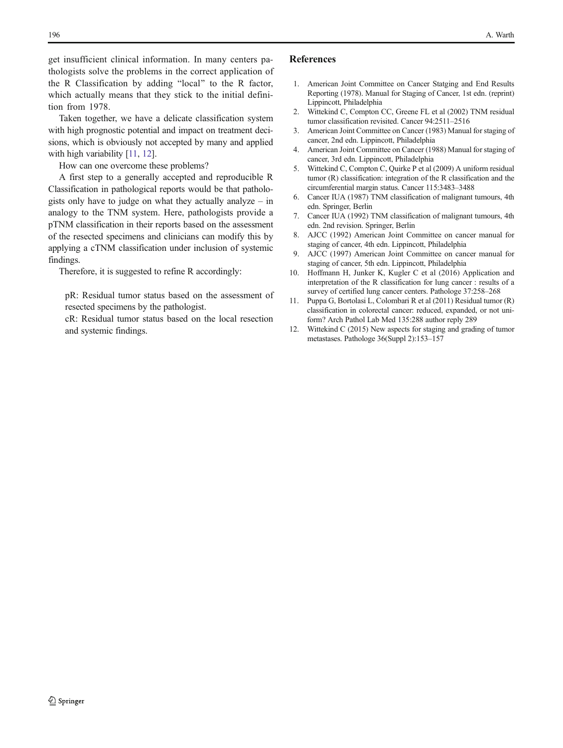get insufficient clinical information. In many centers pathologists solve the problems in the correct application of the R Classification by adding "local" to the R factor, which actually means that they stick to the initial definition from 1978.

Taken together, we have a delicate classification system with high prognostic potential and impact on treatment decisions, which is obviously not accepted by many and applied with high variability [11, 12].

How can one overcome these problems?

A first step to a generally accepted and reproducible R Classification in pathological reports would be that pathologists only have to judge on what they actually analyze – in analogy to the TNM system. Here, pathologists provide a pTNM classification in their reports based on the assessment of the resected specimens and clinicians can modify this by applying a cTNM classification under inclusion of systemic findings.

Therefore, it is suggested to refine R accordingly:

pR: Residual tumor status based on the assessment of resected specimens by the pathologist.

cR: Residual tumor status based on the local resection and systemic findings.

## References

1. American Joint Committee on Cancer Statging and End Results Reporting (1978). Manual for Staging of Cancer, 1st edn. (reprint) Lippincott, Philadelphia
2. Wittekind C, Compton CC, Greene FL et al (2002) TNM residual tumor classification revisited. Cancer 94:2511–2516
3. American Joint Committee on Cancer (1983) Manual for staging of cancer, 2nd edn. Lippincott, Philadelphia
4. American Joint Committee on Cancer (1988) Manual for staging of cancer, 3rd edn. Lippincott, Philadelphia
5. Wittekind C, Compton C, Quirke P et al (2009) A uniform residual tumor (R) classification: integration of the R classification and the circumferential margin status. Cancer 115:3483–3488
6. Cancer IUA (1987) TNM classification of malignant tumours, 4th edn. Springer, Berlin
7. Cancer IUA (1992) TNM classification of malignant tumours, 4th edn. 2nd revision. Springer, Berlin
8. AJCC (1992) American Joint Committee on cancer manual for staging of cancer, 4th edn. Lippincott, Philadelphia
9. AJCC (1997) American Joint Committee on cancer manual for staging of cancer, 5th edn. Lippincott, Philadelphia
10. Hoffmann H, Junker K, Kugler C et al (2016) Application and interpretation of the R classification for lung cancer : results of a survey of certified lung cancer centers. Pathologe 37:258–268
11. Puppa G, Bortolasi L, Colombari R et al (2011) Residual tumor (R) classification in colorectal cancer: reduced, expanded, or not uniform? Arch Pathol Lab Med 135:288 author reply 289
12. Wittekind C (2015) New aspects for staging and grading of tumor metastases. Pathologe 36(Suppl 2):153–157